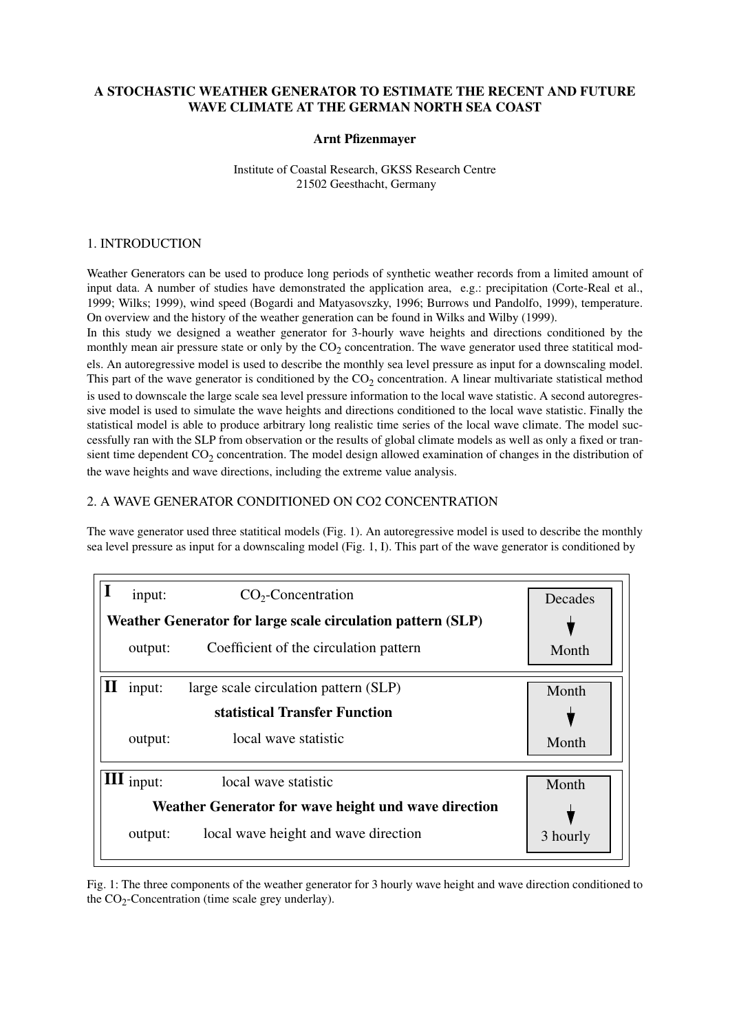# A STOCHASTIC WEATHER GENERATOR TO ESTIMATE THE RECENT AND FUTURE WAVE CLIMATE AT THE GERMAN NORTH SEA COAST

**Arnt Pfizenmayer**

Institute of Coastal Research, GKSS Research Centre
21502 Geesthacht, Germany

## 1. INTRODUCTION

Weather Generators can be used to produce long periods of synthetic weather records from a limited amount of input data. A number of studies have demonstrated the application area, e.g.: precipitation (Corte-Real et al., 1999; Wilks; 1999), wind speed (Bogardi and Matyasovszky, 1996; Burrows und Pandolfo, 1999), temperature. On overview and the history of the weather generation can be found in Wilks and Wilby (1999).
In this study we designed a weather generator for 3-hourly wave heights and directions conditioned by the monthly mean air pressure state or only by the $CO_2$ concentration. The wave generator used three statitical models. An autoregressive model is used to describe the monthly sea level pressure as input for a downscaling model. This part of the wave generator is conditioned by the $CO_2$ concentration. A linear multivariate statistical method is used to downscale the large scale sea level pressure information to the local wave statistic. A second autoregressive model is used to simulate the wave heights and directions conditioned to the local wave statistic. Finally the statistical model is able to produce arbitrary long realistic time series of the local wave climate. The model successfully ran with the SLP from observation or the results of global climate models as well as only a fixed or transient time dependent $CO_2$ concentration. The model design allowed examination of changes in the distribution of the wave heights and wave directions, including the extreme value analysis.

## 2. A WAVE GENERATOR CONDITIONED ON CO2 CONCENTRATION

The wave generator used three statitical models (Fig. 1). An autoregressive model is used to describe the monthly sea level pressure as input for a downscaling model (Fig. 1, I). This part of the wave generator is conditioned by

| | | Time scale |
|---|---|---|
| **I** | input: $CO_2$-Concentration<br>**Weather Generator for large scale circulation pattern (SLP)**<br>output: Coefficient of the circulation pattern | Decades → Month |
| **II** | input: large scale circulation pattern (SLP)<br>**statistical Transfer Function**<br>output: local wave statistic | Month → Month |
| **III** | input: local wave statistic<br>**Weather Generator for wave height und wave direction**<br>output: local wave height and wave direction | Month → 3 hourly |

Fig. 1: The three components of the weather generator for 3 hourly wave height and wave direction conditioned to the $CO_2$-Concentration (time scale grey underlay).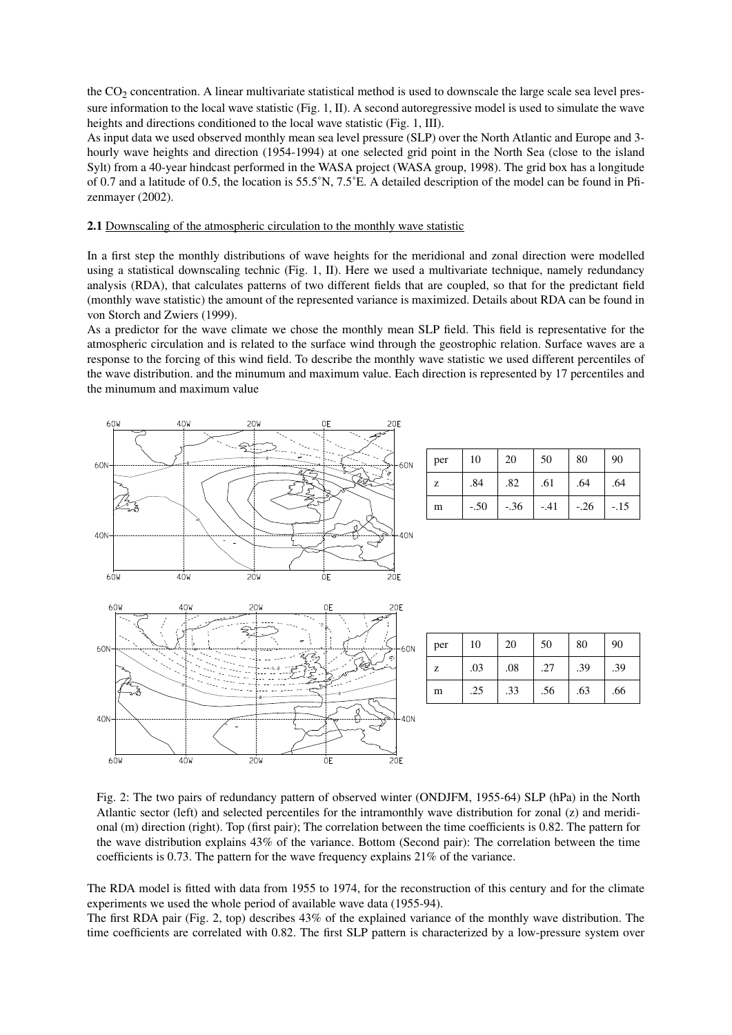the $CO_2$ concentration. A linear multivariate statistical method is used to downscale the large scale sea level pressure information to the local wave statistic (Fig. 1, II). A second autoregressive model is used to simulate the wave heights and directions conditioned to the local wave statistic (Fig. 1, III).

As input data we used observed monthly mean sea level pressure (SLP) over the North Atlantic and Europe and 3-hourly wave heights and direction (1954-1994) at one selected grid point in the North Sea (close to the island Sylt) from a 40-year hindcast performed in the WASA project (WASA group, 1998). The grid box has a longitude of 0.7 and a latitude of 0.5, the location is 55.5˚N, 7.5˚E. A detailed description of the model can be found in Pfizenmayer (2002).

**2.1** Downscaling of the atmospheric circulation to the monthly wave statistic

In a first step the monthly distributions of wave heights for the meridional and zonal direction were modelled using a statistical downscaling technic (Fig. 1, II). Here we used a multivariate technique, namely redundancy analysis (RDA), that calculates patterns of two different fields that are coupled, so that for the predictant field (monthly wave statistic) the amount of the represented variance is maximized. Details about RDA can be found in von Storch and Zwiers (1999).

As a predictor for the wave climate we chose the monthly mean SLP field. This field is representative for the atmospheric circulation and is related to the surface wind through the geostrophic relation. Surface waves are a response to the forcing of this wind field. To describe the monthly wave statistic we used different percentiles of the wave distribution. and the minumum and maximum value. Each direction is represented by 17 percentiles and the minumum and maximum value

| per | 10 | 20 | 50 | 80 | 90 |
|---|---|---|---|---|---|
| z | .84 | .82 | .61 | .64 | .64 |
| m | -.50 | -.36 | -.41 | -.26 | -.15 |

| per | 10 | 20 | 50 | 80 | 90 |
|---|---|---|---|---|---|
| z | .03 | .08 | .27 | .39 | .39 |
| m | .25 | .33 | .56 | .63 | .66 |

Fig. 2: The two pairs of redundancy pattern of observed winter (ONDJFM, 1955-64) SLP (hPa) in the North Atlantic sector (left) and selected percentiles for the intramonthly wave distribution for zonal (z) and meridional (m) direction (right). Top (first pair); The correlation between the time coefficients is 0.82. The pattern for the wave distribution explains 43% of the variance. Bottom (Second pair): The correlation between the time coefficients is 0.73. The pattern for the wave frequency explains 21% of the variance.

The RDA model is fitted with data from 1955 to 1974, for the reconstruction of this century and for the climate experiments we used the whole period of available wave data (1955-94).

The first RDA pair (Fig. 2, top) describes 43% of the explained variance of the monthly wave distribution. The time coefficients are correlated with 0.82. The first SLP pattern is characterized by a low-pressure system over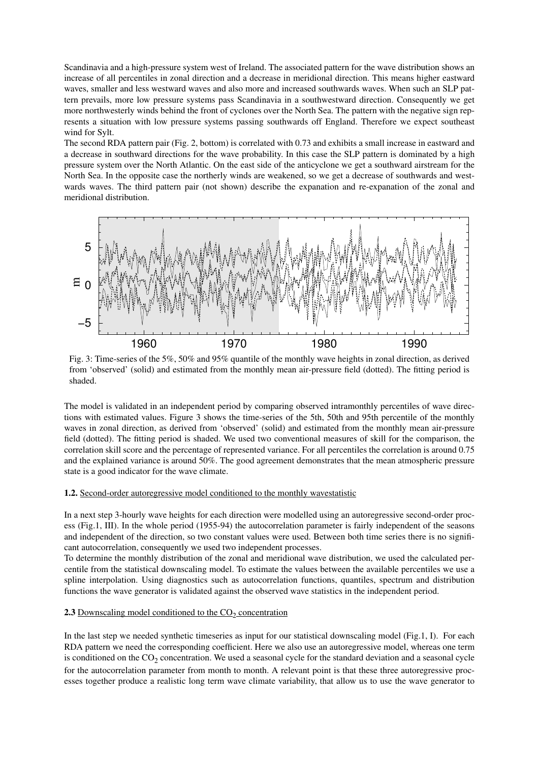Scandinavia and a high-pressure system west of Ireland. The associated pattern for the wave distribution shows an increase of all percentiles in zonal direction and a decrease in meridional direction. This means higher eastward waves, smaller and less westward waves and also more and increased southwards waves. When such an SLP pattern prevails, more low pressure systems pass Scandinavia in a southwestward direction. Consequently we get more northwesterly winds behind the front of cyclones over the North Sea. The pattern with the negative sign represents a situation with low pressure systems passing southwards off England. Therefore we expect southeast wind for Sylt.

The second RDA pattern pair (Fig. 2, bottom) is correlated with 0.73 and exhibits a small increase in eastward and a decrease in southward directions for the wave probability. In this case the SLP pattern is dominated by a high pressure system over the North Atlantic. On the east side of the anticyclone we get a southward airstream for the North Sea. In the opposite case the northerly winds are weakened, so we get a decrease of southwards and westwards waves. The third pattern pair (not shown) describe the expanation and re-expanation of the zonal and meridional distribution.

Fig. 3: Time-series of the 5%, 50% and 95% quantile of the monthly wave heights in zonal direction, as derived from 'observed' (solid) and estimated from the monthly mean air-pressure field (dotted). The fitting period is shaded.

The model is validated in an independent period by comparing observed intramonthly percentiles of wave directions with estimated values. Figure 3 shows the time-series of the 5th, 50th and 95th percentile of the monthly waves in zonal direction, as derived from 'observed' (solid) and estimated from the monthly mean air-pressure field (dotted). The fitting period is shaded. We used two conventional measures of skill for the comparison, the correlation skill score and the percentage of represented variance. For all percentiles the correlation is around 0.75 and the explained variance is around 50%. The good agreement demonstrates that the mean atmospheric pressure state is a good indicator for the wave climate.

**1.2.** Second-order autoregressive model conditioned to the monthly wavestatistic

In a next step 3-hourly wave heights for each direction were modelled using an autoregressive second-order process (Fig.1, III). In the whole period (1955-94) the autocorrelation parameter is fairly independent of the seasons and independent of the direction, so two constant values were used. Between both time series there is no significant autocorrelation, consequently we used two independent processes.

To determine the monthly distribution of the zonal and meridional wave distribution, we used the calculated percentile from the statistical downscaling model. To estimate the values between the available percentiles we use a spline interpolation. Using diagnostics such as autocorrelation functions, quantiles, spectrum and distribution functions the wave generator is validated against the observed wave statistics in the independent period.

**2.3** Downscaling model conditioned to the $CO_2$ concentration

In the last step we needed synthetic timeseries as input for our statistical downscaling model (Fig.1, I). For each RDA pattern we need the corresponding coefficient. Here we also use an autoregressive model, whereas one term is conditioned on the $CO_2$ concentration. We used a seasonal cycle for the standard deviation and a seasonal cycle for the autocorrelation parameter from month to month. A relevant point is that these three autoregressive processes together produce a realistic long term wave climate variability, that allow us to use the wave generator to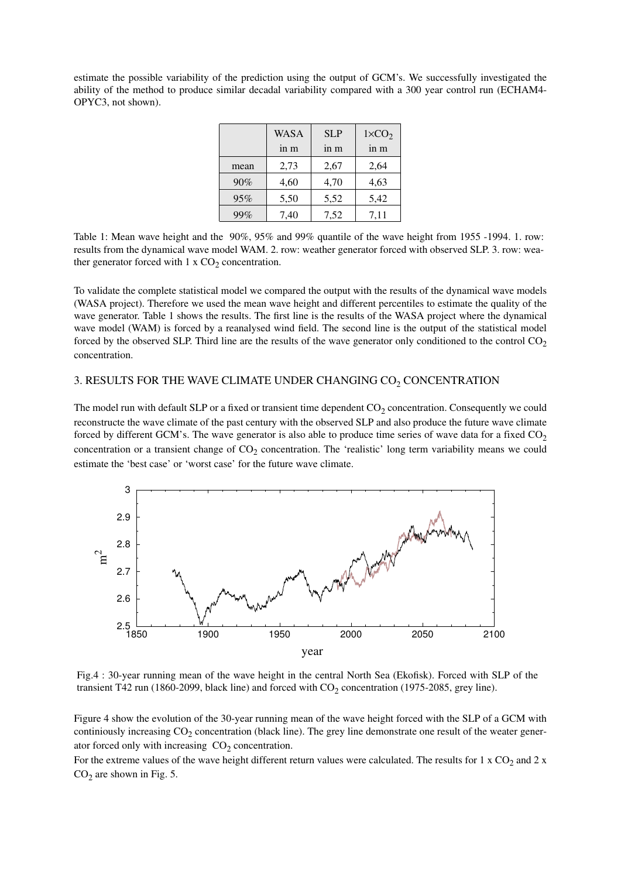estimate the possible variability of the prediction using the output of GCM's. We successfully investigated the ability of the method to produce similar decadal variability compared with a 300 year control run (ECHAM4-OPYC3, not shown).

| | WASA in m | SLP in m | $1\times CO_2$ in m |
|---|---|---|---|
| mean | 2,73 | 2,67 | 2,64 |
| 90% | 4,60 | 4,70 | 4,63 |
| 95% | 5,50 | 5,52 | 5,42 |
| 99% | 7,40 | 7,52 | 7,11 |

Table 1: Mean wave height and the 90%, 95% and 99% quantile of the wave height from 1955 -1994. 1. row: results from the dynamical wave model WAM. 2. row: weather generator forced with observed SLP. 3. row: weather generator forced with 1 x $CO_2$ concentration.

To validate the complete statistical model we compared the output with the results of the dynamical wave models (WASA project). Therefore we used the mean wave height and different percentiles to estimate the quality of the wave generator. Table 1 shows the results. The first line is the results of the WASA project where the dynamical wave model (WAM) is forced by a reanalysed wind field. The second line is the output of the statistical model forced by the observed SLP. Third line are the results of the wave generator only conditioned to the control $CO_2$ concentration.

## 3. RESULTS FOR THE WAVE CLIMATE UNDER CHANGING $CO_2$ CONCENTRATION

The model run with default SLP or a fixed or transient time dependent $CO_2$ concentration. Consequently we could reconstructe the wave climate of the past century with the observed SLP and also produce the future wave climate forced by different GCM's. The wave generator is also able to produce time series of wave data for a fixed $CO_2$ concentration or a transient change of $CO_2$ concentration. The 'realistic' long term variability means we could estimate the 'best case' or 'worst case' for the future wave climate.

Fig.4 : 30-year running mean of the wave height in the central North Sea (Ekofisk). Forced with SLP of the transient T42 run (1860-2099, black line) and forced with $CO_2$ concentration (1975-2085, grey line).

Figure 4 show the evolution of the 30-year running mean of the wave height forced with the SLP of a GCM with continiously increasing $CO_2$ concentration (black line). The grey line demonstrate one result of the weater generator forced only with increasing $CO_2$ concentration.

For the extreme values of the wave height different return values were calculated. The results for 1 x $CO_2$ and 2 x $CO_2$ are shown in Fig. 5.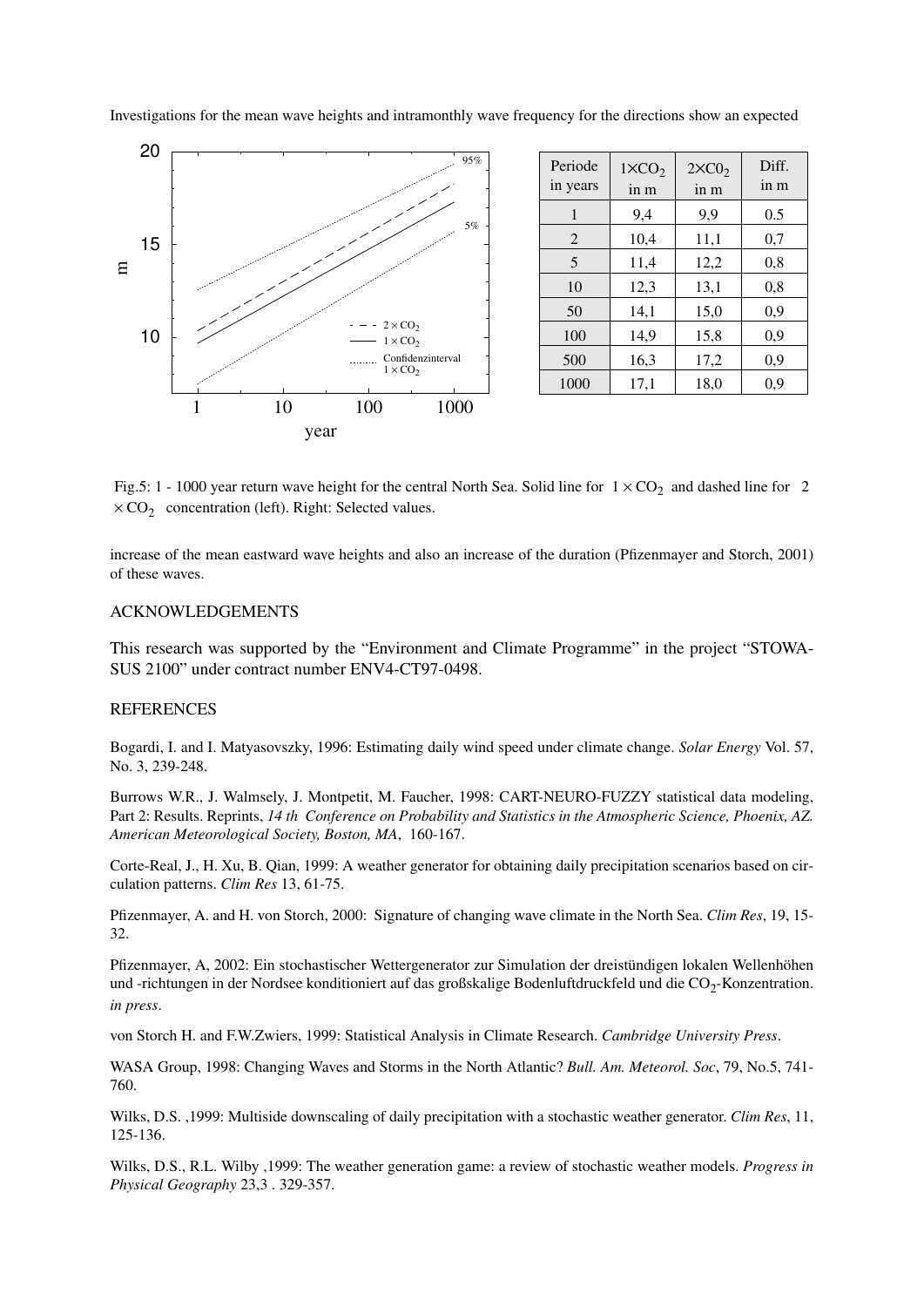Investigations for the mean wave heights and intramonthly wave frequency for the directions show an expected

20
15
10
m
95%
5%
$2 \times CO_2$
$1 \times CO_2$
Confidenzinterval $1 \times CO_2$
1
10
100
1000
year

| Periode in years | $1 \times CO_2$ in m | $2 \times C0_2$ in m | Diff. in m |
|---|---|---|---|
| 1 | 9,4 | 9,9 | 0.5 |
| 2 | 10,4 | 11,1 | 0,7 |
| 5 | 11,4 | 12,2 | 0,8 |
| 10 | 12,3 | 13,1 | 0,8 |
| 50 | 14,1 | 15,0 | 0,9 |
| 100 | 14,9 | 15,8 | 0,9 |
| 500 | 16,3 | 17,2 | 0,9 |
| 1000 | 17,1 | 18,0 | 0,9 |

Fig.5: 1 - 1000 year return wave height for the central North Sea. Solid line for $1 \times CO_2$ and dashed line for $2 \times CO_2$ concentration (left). Right: Selected values.

increase of the mean eastward wave heights and also an increase of the duration (Pfizenmayer and Storch, 2001) of these waves.

## ACKNOWLEDGEMENTS

This research was supported by the "Environment and Climate Programme" in the project "STOWASUS 2100" under contract number ENV4-CT97-0498.

## REFERENCES

Bogardi, I. and I. Matyasovszky, 1996: Estimating daily wind speed under climate change. *Solar Energy* Vol. 57, No. 3, 239-248.

Burrows W.R., J. Walmsely, J. Montpetit, M. Faucher, 1998: CART-NEURO-FUZZY statistical data modeling, Part 2: Results. Reprints, *14 th Conference on Probability and Statistics in the Atmospheric Science, Phoenix, AZ. American Meteorological Society, Boston, MA*, 160-167.

Corte-Real, J., H. Xu, B. Qian, 1999: A weather generator for obtaining daily precipitation scenarios based on circulation patterns. *Clim Res* 13, 61-75.

Pfizenmayer, A. and H. von Storch, 2000: Signature of changing wave climate in the North Sea. *Clim Res*, 19, 15-32.

Pfizenmayer, A, 2002: Ein stochastischer Wettergenerator zur Simulation der dreistündigen lokalen Wellenhöhen und -richtungen in der Nordsee konditioniert auf das großskalige Bodenluftdruckfeld und die $CO_2$-Konzentration. *in press*.

von Storch H. and F.W.Zwiers, 1999: Statistical Analysis in Climate Research. *Cambridge University Press*.

WASA Group, 1998: Changing Waves and Storms in the North Atlantic? *Bull. Am. Meteorol. Soc*, 79, No.5, 741-760.

Wilks, D.S. ,1999: Multiside downscaling of daily precipitation with a stochastic weather generator. *Clim Res*, 11, 125-136.

Wilks, D.S., R.L. Wilby ,1999: The weather generation game: a review of stochastic weather models. *Progress in Physical Geography* 23,3 . 329-357.